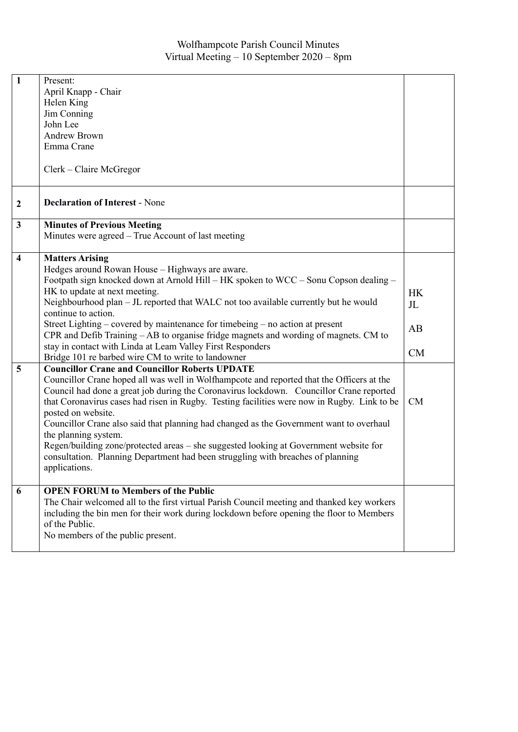Wolfhampcote Parish Council Minutes
Virtual Meeting – 10 September 2020 – 8pm

| | | |
|---|---|---|
| 1 | Present:<br>April Knapp - Chair<br>Helen King<br>Jim Conning<br>John Lee<br>Andrew Brown<br>Emma Crane<br><br>Clerk – Claire McGregor | |
| 2 | **Declaration of Interest** - None | |
| 3 | **Minutes of Previous Meeting**<br>Minutes were agreed – True Account of last meeting | |
| 4 | **Matters Arising**<br>Hedges around Rowan House – Highways are aware.<br>Footpath sign knocked down at Arnold Hill – HK spoken to WCC – Sonu Copson dealing – HK to update at next meeting.<br>Neighbourhood plan – JL reported that WALC not too available currently but he would continue to action.<br>Street Lighting – covered by maintenance for timebeing – no action at present<br>CPR and Defib Training – AB to organise fridge magnets and wording of magnets. CM to stay in contact with Linda at Leam Valley First Responders<br>Bridge 101 re barbed wire CM to write to landowner | HK<br>JL<br><br>AB<br><br>CM |
| 5 | **Councillor Crane and Councillor Roberts UPDATE**<br>Councillor Crane hoped all was well in Wolfhampcote and reported that the Officers at the Council had done a great job during the Coronavirus lockdown. Councillor Crane reported that Coronavirus cases had risen in Rugby. Testing facilities were now in Rugby. Link to be posted on website.<br>Councillor Crane also said that planning had changed as the Government want to overhaul the planning system.<br>Regen/building zone/protected areas – she suggested looking at Government website for consultation. Planning Department had been struggling with breaches of planning applications. | CM |
| 6 | **OPEN FORUM to Members of the Public**<br>The Chair welcomed all to the first virtual Parish Council meeting and thanked key workers including the bin men for their work during lockdown before opening the floor to Members of the Public.<br>No members of the public present. | |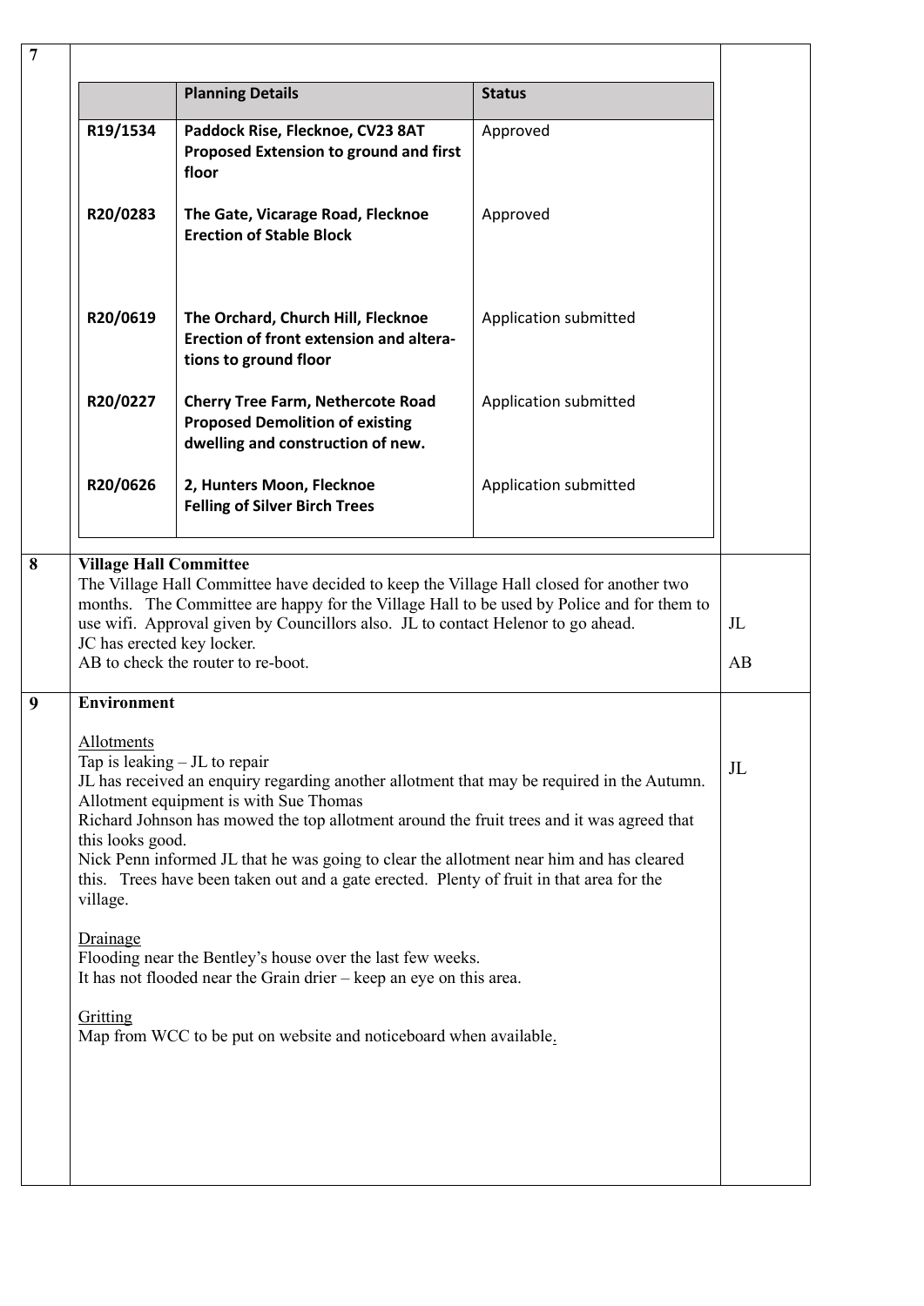## 7

| | Planning Details | Status |
|---|---|---|
| R19/1534 | **Paddock Rise, Flecknoe, CV23 8AT**<br>**Proposed Extension to ground and first floor** | Approved |
| R20/0283 | **The Gate, Vicarage Road, Flecknoe**<br>**Erection of Stable Block** | Approved |
| R20/0619 | **The Orchard, Church Hill, Flecknoe**<br>**Erection of front extension and alterations to ground floor** | Application submitted |
| R20/0227 | **Cherry Tree Farm, Nethercote Road**<br>**Proposed Demolition of existing dwelling and construction of new.** | Application submitted |
| R20/0626 | **2, Hunters Moon, Flecknoe**<br>**Felling of Silver Birch Trees** | Application submitted |

## 8 Village Hall Committee

The Village Hall Committee have decided to keep the Village Hall closed for another two months. The Committee are happy for the Village Hall to be used by Police and for them to use wifi. Approval given by Councillors also. JL to contact Helenor to go ahead. — **JL**

JC has erected key locker.

AB to check the router to re-boot. — **AB**

## 9 Environment

Allotments

Tap is leaking – JL to repair — **JL**

JL has received an enquiry regarding another allotment that may be required in the Autumn.

Allotment equipment is with Sue Thomas

Richard Johnson has mowed the top allotment around the fruit trees and it was agreed that this looks good.

Nick Penn informed JL that he was going to clear the allotment near him and has cleared this. Trees have been taken out and a gate erected. Plenty of fruit in that area for the village.

Drainage

Flooding near the Bentley's house over the last few weeks.

It has not flooded near the Grain drier – keep an eye on this area.

Gritting

Map from WCC to be put on website and noticeboard when available.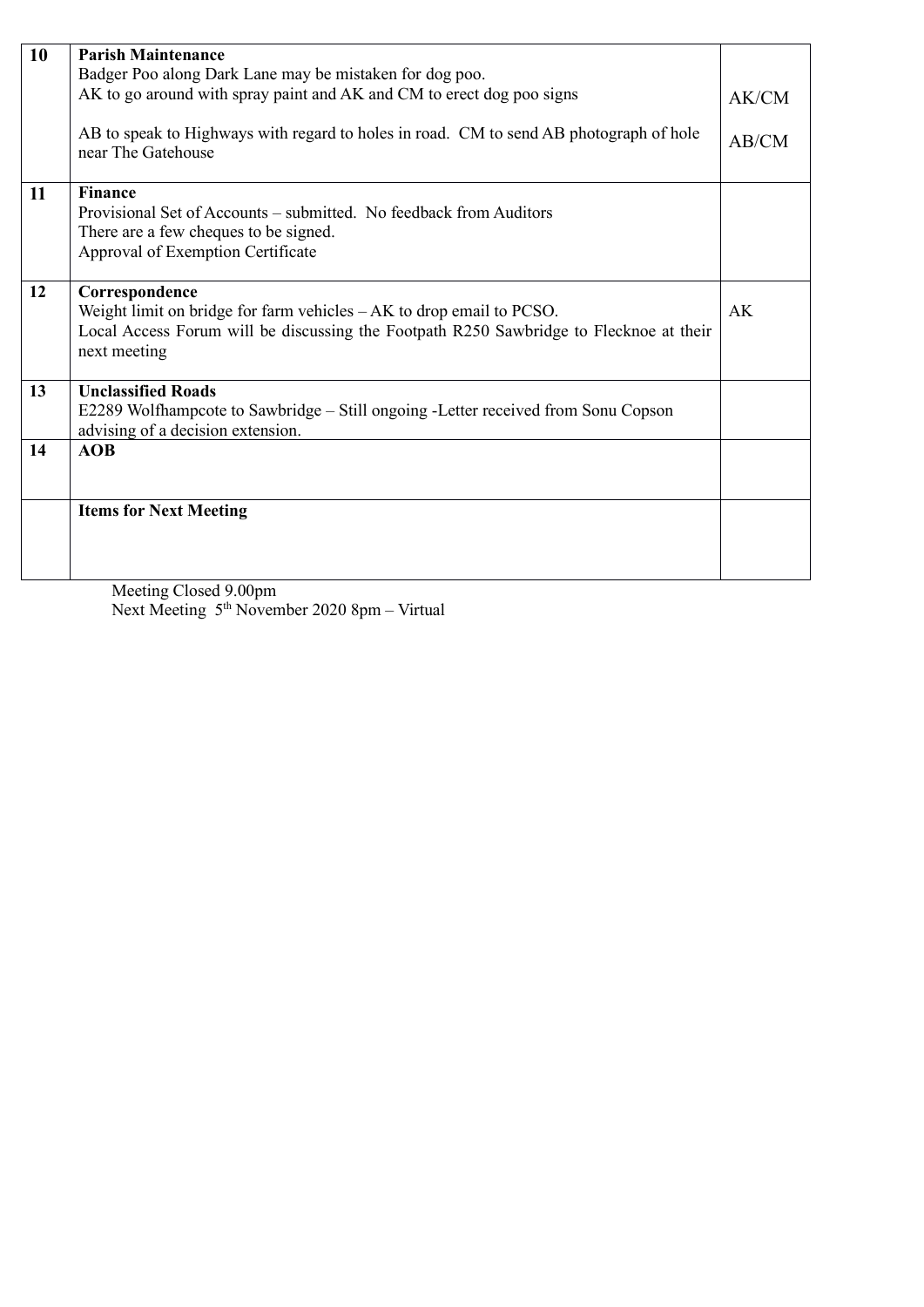| 10 | **Parish Maintenance**<br>Badger Poo along Dark Lane may be mistaken for dog poo.<br>AK to go around with spray paint and AK and CM to erect dog poo signs<br><br>AB to speak to Highways with regard to holes in road. CM to send AB photograph of hole near The Gatehouse | AK/CM<br><br>AB/CM |
|---|---|---|
| 11 | **Finance**<br>Provisional Set of Accounts – submitted. No feedback from Auditors<br>There are a few cheques to be signed.<br>Approval of Exemption Certificate | |
| 12 | **Correspondence**<br>Weight limit on bridge for farm vehicles – AK to drop email to PCSO.<br>Local Access Forum will be discussing the Footpath R250 Sawbridge to Flecknoe at their next meeting | AK |
| 13 | **Unclassified Roads**<br>E2289 Wolfhampcote to Sawbridge – Still ongoing -Letter received from Sonu Copson advising of a decision extension. | |
| 14 | **AOB** | |
| | **Items for Next Meeting** | |

Meeting Closed 9.00pm
Next Meeting 5th November 2020 8pm – Virtual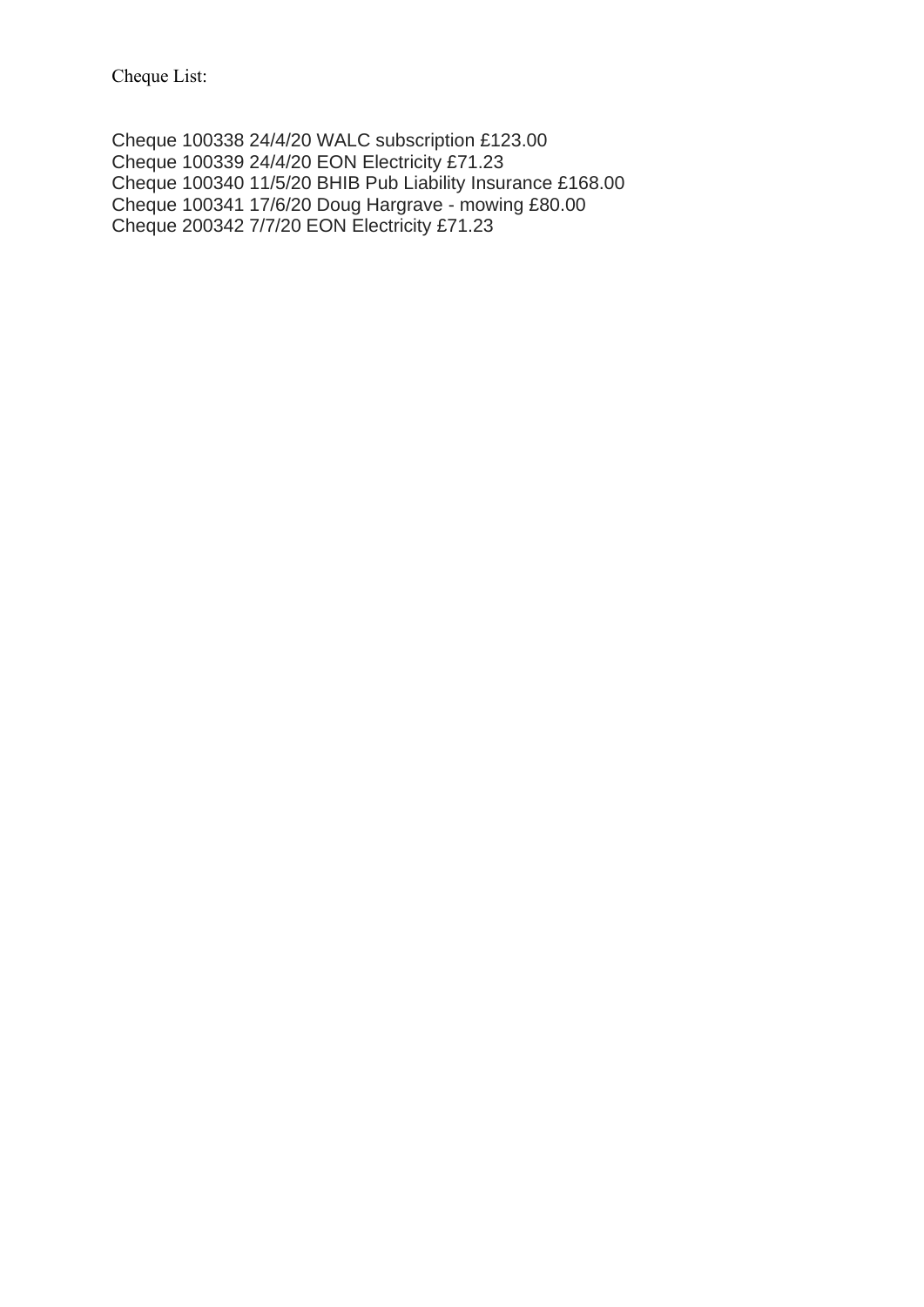Cheque List:

Cheque 100338 24/4/20 WALC subscription £123.00
Cheque 100339 24/4/20 EON Electricity £71.23
Cheque 100340 11/5/20 BHIB Pub Liability Insurance £168.00
Cheque 100341 17/6/20 Doug Hargrave - mowing £80.00
Cheque 200342 7/7/20 EON Electricity £71.23